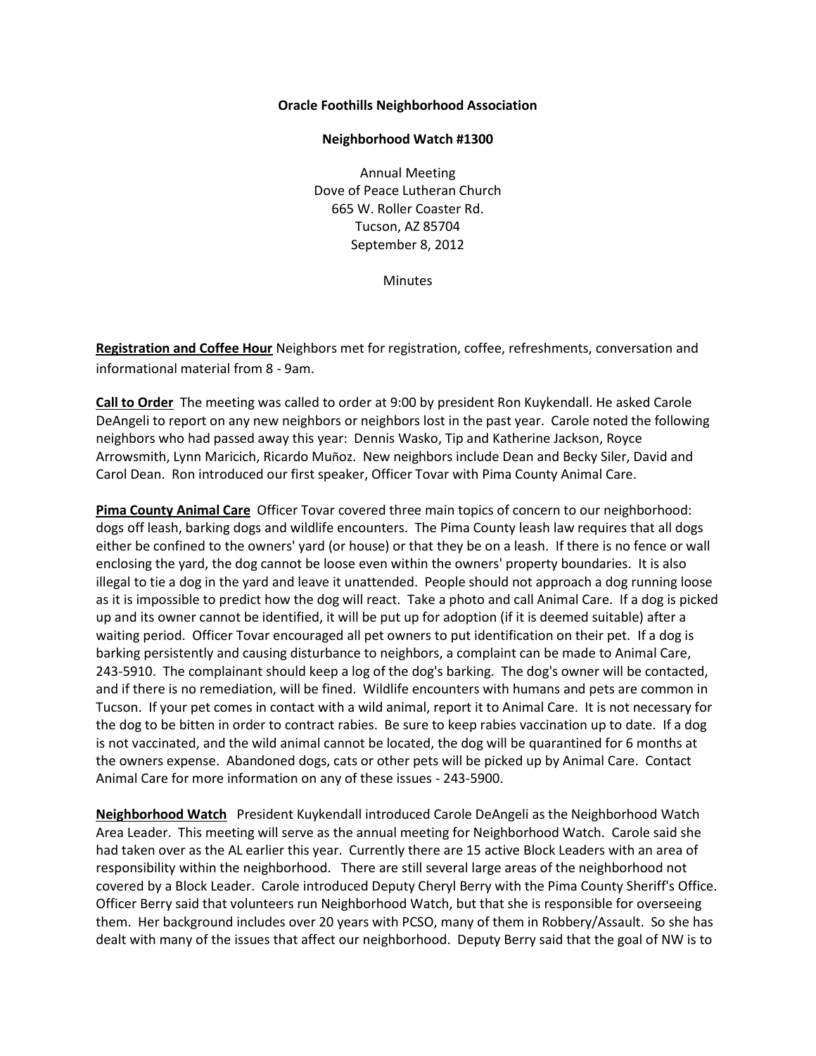**Oracle Foothills Neighborhood Association**

**Neighborhood Watch #1300**

Annual Meeting
Dove of Peace Lutheran Church
665 W. Roller Coaster Rd.
Tucson, AZ 85704
September 8, 2012

Minutes

**Registration and Coffee Hour** Neighbors met for registration, coffee, refreshments, conversation and informational material from 8 - 9am.

**Call to Order** The meeting was called to order at 9:00 by president Ron Kuykendall. He asked Carole DeAngeli to report on any new neighbors or neighbors lost in the past year. Carole noted the following neighbors who had passed away this year: Dennis Wasko, Tip and Katherine Jackson, Royce Arrowsmith, Lynn Maricich, Ricardo Muñoz. New neighbors include Dean and Becky Siler, David and Carol Dean. Ron introduced our first speaker, Officer Tovar with Pima County Animal Care.

**Pima County Animal Care** Officer Tovar covered three main topics of concern to our neighborhood: dogs off leash, barking dogs and wildlife encounters. The Pima County leash law requires that all dogs either be confined to the owners' yard (or house) or that they be on a leash. If there is no fence or wall enclosing the yard, the dog cannot be loose even within the owners' property boundaries. It is also illegal to tie a dog in the yard and leave it unattended. People should not approach a dog running loose as it is impossible to predict how the dog will react. Take a photo and call Animal Care. If a dog is picked up and its owner cannot be identified, it will be put up for adoption (if it is deemed suitable) after a waiting period. Officer Tovar encouraged all pet owners to put identification on their pet. If a dog is barking persistently and causing disturbance to neighbors, a complaint can be made to Animal Care, 243-5910. The complainant should keep a log of the dog's barking. The dog's owner will be contacted, and if there is no remediation, will be fined. Wildlife encounters with humans and pets are common in Tucson. If your pet comes in contact with a wild animal, report it to Animal Care. It is not necessary for the dog to be bitten in order to contract rabies. Be sure to keep rabies vaccination up to date. If a dog is not vaccinated, and the wild animal cannot be located, the dog will be quarantined for 6 months at the owners expense. Abandoned dogs, cats or other pets will be picked up by Animal Care. Contact Animal Care for more information on any of these issues - 243-5900.

**Neighborhood Watch** President Kuykendall introduced Carole DeAngeli as the Neighborhood Watch Area Leader. This meeting will serve as the annual meeting for Neighborhood Watch. Carole said she had taken over as the AL earlier this year. Currently there are 15 active Block Leaders with an area of responsibility within the neighborhood. There are still several large areas of the neighborhood not covered by a Block Leader. Carole introduced Deputy Cheryl Berry with the Pima County Sheriff's Office. Officer Berry said that volunteers run Neighborhood Watch, but that she is responsible for overseeing them. Her background includes over 20 years with PCSO, many of them in Robbery/Assault. So she has dealt with many of the issues that affect our neighborhood. Deputy Berry said that the goal of NW is to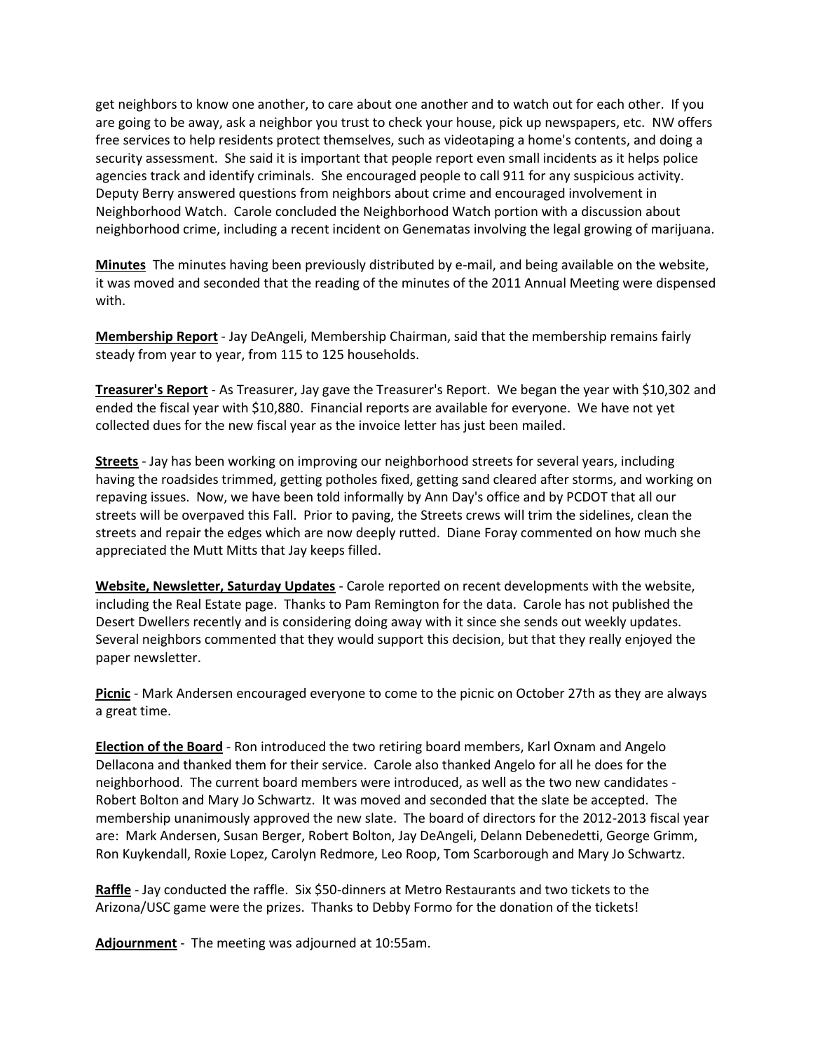get neighbors to know one another, to care about one another and to watch out for each other. If you are going to be away, ask a neighbor you trust to check your house, pick up newspapers, etc. NW offers free services to help residents protect themselves, such as videotaping a home's contents, and doing a security assessment. She said it is important that people report even small incidents as it helps police agencies track and identify criminals. She encouraged people to call 911 for any suspicious activity. Deputy Berry answered questions from neighbors about crime and encouraged involvement in Neighborhood Watch. Carole concluded the Neighborhood Watch portion with a discussion about neighborhood crime, including a recent incident on Genematas involving the legal growing of marijuana.

**Minutes** The minutes having been previously distributed by e-mail, and being available on the website, it was moved and seconded that the reading of the minutes of the 2011 Annual Meeting were dispensed with.

**Membership Report** - Jay DeAngeli, Membership Chairman, said that the membership remains fairly steady from year to year, from 115 to 125 households.

**Treasurer's Report** - As Treasurer, Jay gave the Treasurer's Report. We began the year with $10,302 and ended the fiscal year with $10,880. Financial reports are available for everyone. We have not yet collected dues for the new fiscal year as the invoice letter has just been mailed.

**Streets** - Jay has been working on improving our neighborhood streets for several years, including having the roadsides trimmed, getting potholes fixed, getting sand cleared after storms, and working on repaving issues. Now, we have been told informally by Ann Day's office and by PCDOT that all our streets will be overpaved this Fall. Prior to paving, the Streets crews will trim the sidelines, clean the streets and repair the edges which are now deeply rutted. Diane Foray commented on how much she appreciated the Mutt Mitts that Jay keeps filled.

**Website, Newsletter, Saturday Updates** - Carole reported on recent developments with the website, including the Real Estate page. Thanks to Pam Remington for the data. Carole has not published the Desert Dwellers recently and is considering doing away with it since she sends out weekly updates. Several neighbors commented that they would support this decision, but that they really enjoyed the paper newsletter.

**Picnic** - Mark Andersen encouraged everyone to come to the picnic on October 27th as they are always a great time.

**Election of the Board** - Ron introduced the two retiring board members, Karl Oxnam and Angelo Dellacona and thanked them for their service. Carole also thanked Angelo for all he does for the neighborhood. The current board members were introduced, as well as the two new candidates - Robert Bolton and Mary Jo Schwartz. It was moved and seconded that the slate be accepted. The membership unanimously approved the new slate. The board of directors for the 2012-2013 fiscal year are: Mark Andersen, Susan Berger, Robert Bolton, Jay DeAngeli, Delann Debenedetti, George Grimm, Ron Kuykendall, Roxie Lopez, Carolyn Redmore, Leo Roop, Tom Scarborough and Mary Jo Schwartz.

**Raffle** - Jay conducted the raffle. Six $50-dinners at Metro Restaurants and two tickets to the Arizona/USC game were the prizes. Thanks to Debby Formo for the donation of the tickets!

**Adjournment** - The meeting was adjourned at 10:55am.